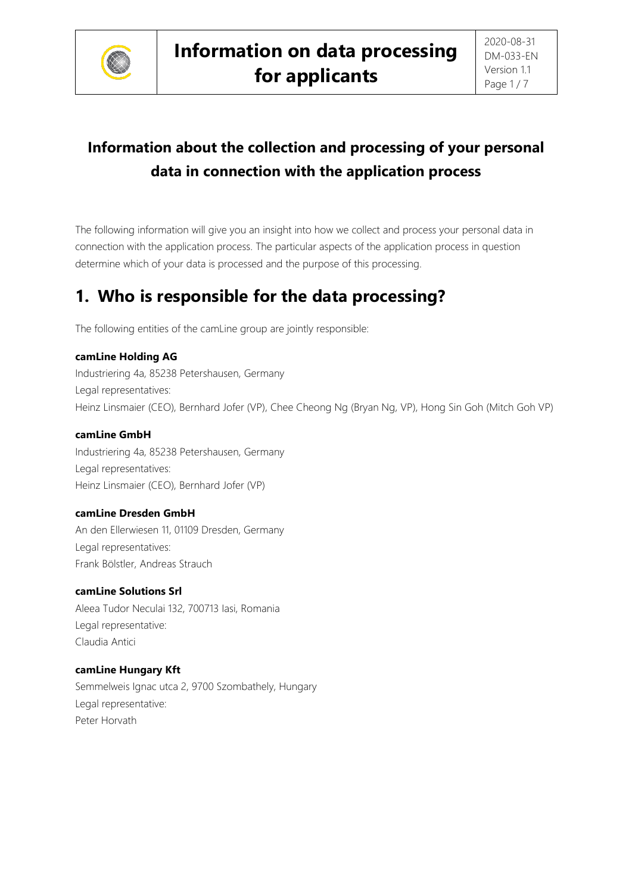# Information on data processing for applicants

## Information about the collection and processing of your personal data in connection with the application process

The following information will give you an insight into how we collect and process your personal data in connection with the application process. The particular aspects of the application process in question determine which of your data is processed and the purpose of this processing.

## 1. Who is responsible for the data processing?

The following entities of the camLine group are jointly responsible:

**camLine Holding AG**
Industriering 4a, 85238 Petershausen, Germany
Legal representatives:
Heinz Linsmaier (CEO), Bernhard Jofer (VP), Chee Cheong Ng (Bryan Ng, VP), Hong Sin Goh (Mitch Goh VP)

**camLine GmbH**
Industriering 4a, 85238 Petershausen, Germany
Legal representatives:
Heinz Linsmaier (CEO), Bernhard Jofer (VP)

**camLine Dresden GmbH**
An den Ellerwiesen 11, 01109 Dresden, Germany
Legal representatives:
Frank Bölstler, Andreas Strauch

**camLine Solutions Srl**
Aleea Tudor Neculai 132, 700713 Iasi, Romania
Legal representative:
Claudia Antici

**camLine Hungary Kft**
Semmelweis Ignac utca 2, 9700 Szombathely, Hungary
Legal representative:
Peter Horvath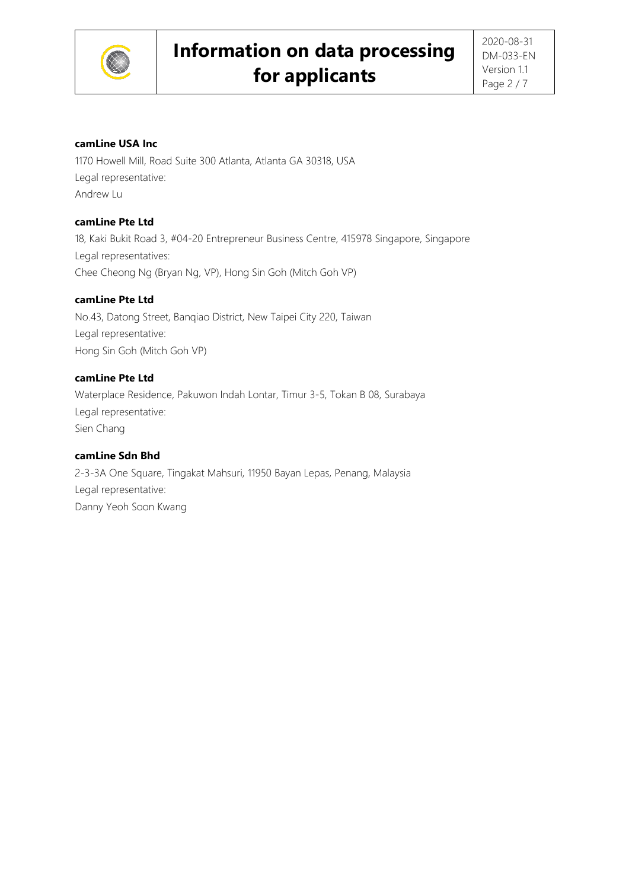**camLine USA Inc**

1170 Howell Mill, Road Suite 300 Atlanta, Atlanta GA 30318, USA
Legal representative:
Andrew Lu

**camLine Pte Ltd**

18, Kaki Bukit Road 3, #04-20 Entrepreneur Business Centre, 415978 Singapore, Singapore
Legal representatives:
Chee Cheong Ng (Bryan Ng, VP), Hong Sin Goh (Mitch Goh VP)

**camLine Pte Ltd**

No.43, Datong Street, Banqiao District, New Taipei City 220, Taiwan
Legal representative:
Hong Sin Goh (Mitch Goh VP)

**camLine Pte Ltd**

Waterplace Residence, Pakuwon Indah Lontar, Timur 3-5, Tokan B 08, Surabaya
Legal representative:
Sien Chang

**camLine Sdn Bhd**

2-3-3A One Square, Tingakat Mahsuri, 11950 Bayan Lepas, Penang, Malaysia
Legal representative:
Danny Yeoh Soon Kwang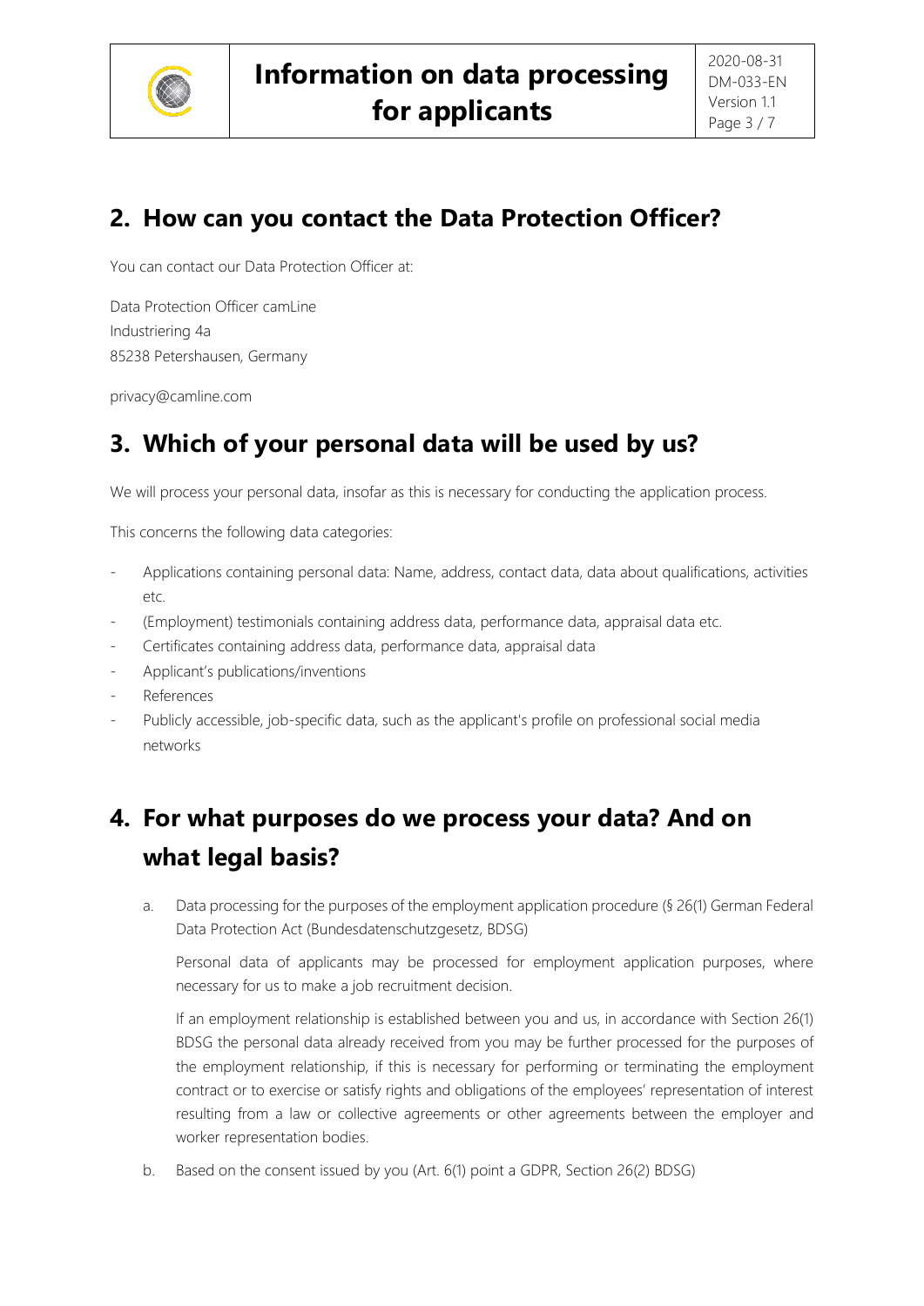## 2. How can you contact the Data Protection Officer?

You can contact our Data Protection Officer at:

Data Protection Officer camLine
Industriering 4a
85238 Petershausen, Germany

privacy@camline.com

## 3. Which of your personal data will be used by us?

We will process your personal data, insofar as this is necessary for conducting the application process.

This concerns the following data categories:

- Applications containing personal data: Name, address, contact data, data about qualifications, activities etc.
- (Employment) testimonials containing address data, performance data, appraisal data etc.
- Certificates containing address data, performance data, appraisal data
- Applicant's publications/inventions
- References
- Publicly accessible, job-specific data, such as the applicant's profile on professional social media networks

## 4. For what purposes do we process your data? And on what legal basis?

a. Data processing for the purposes of the employment application procedure (§ 26(1) German Federal Data Protection Act (Bundesdatenschutzgesetz, BDSG)

   Personal data of applicants may be processed for employment application purposes, where necessary for us to make a job recruitment decision.

   If an employment relationship is established between you and us, in accordance with Section 26(1) BDSG the personal data already received from you may be further processed for the purposes of the employment relationship, if this is necessary for performing or terminating the employment contract or to exercise or satisfy rights and obligations of the employees' representation of interest resulting from a law or collective agreements or other agreements between the employer and worker representation bodies.

b. Based on the consent issued by you (Art. 6(1) point a GDPR, Section 26(2) BDSG)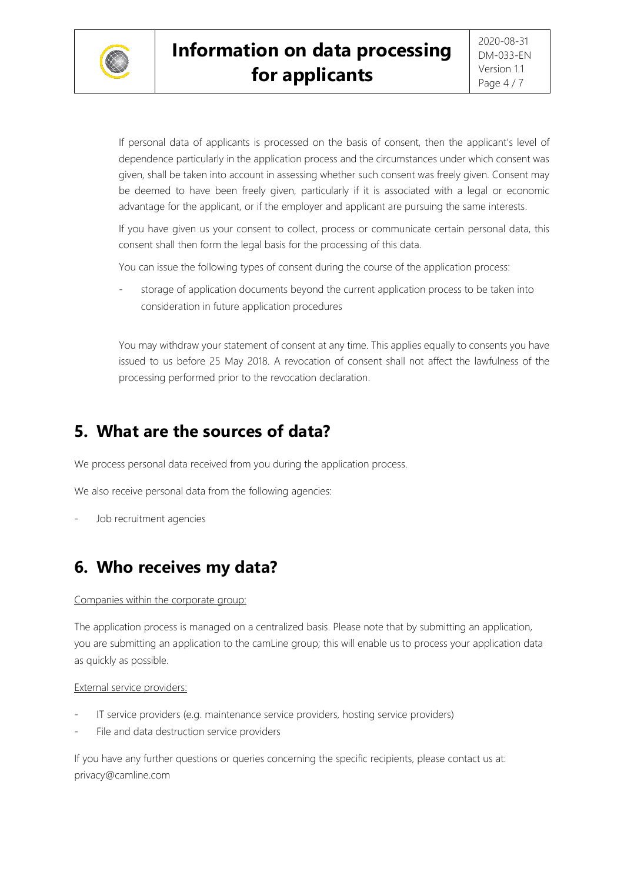If personal data of applicants is processed on the basis of consent, then the applicant's level of dependence particularly in the application process and the circumstances under which consent was given, shall be taken into account in assessing whether such consent was freely given. Consent may be deemed to have been freely given, particularly if it is associated with a legal or economic advantage for the applicant, or if the employer and applicant are pursuing the same interests.

If you have given us your consent to collect, process or communicate certain personal data, this consent shall then form the legal basis for the processing of this data.

You can issue the following types of consent during the course of the application process:

- storage of application documents beyond the current application process to be taken into consideration in future application procedures

You may withdraw your statement of consent at any time. This applies equally to consents you have issued to us before 25 May 2018. A revocation of consent shall not affect the lawfulness of the processing performed prior to the revocation declaration.

## 5. What are the sources of data?

We process personal data received from you during the application process.

We also receive personal data from the following agencies:

- Job recruitment agencies

## 6. Who receives my data?

Companies within the corporate group:

The application process is managed on a centralized basis. Please note that by submitting an application, you are submitting an application to the camLine group; this will enable us to process your application data as quickly as possible.

External service providers:

- IT service providers (e.g. maintenance service providers, hosting service providers)
- File and data destruction service providers

If you have any further questions or queries concerning the specific recipients, please contact us at: privacy@camline.com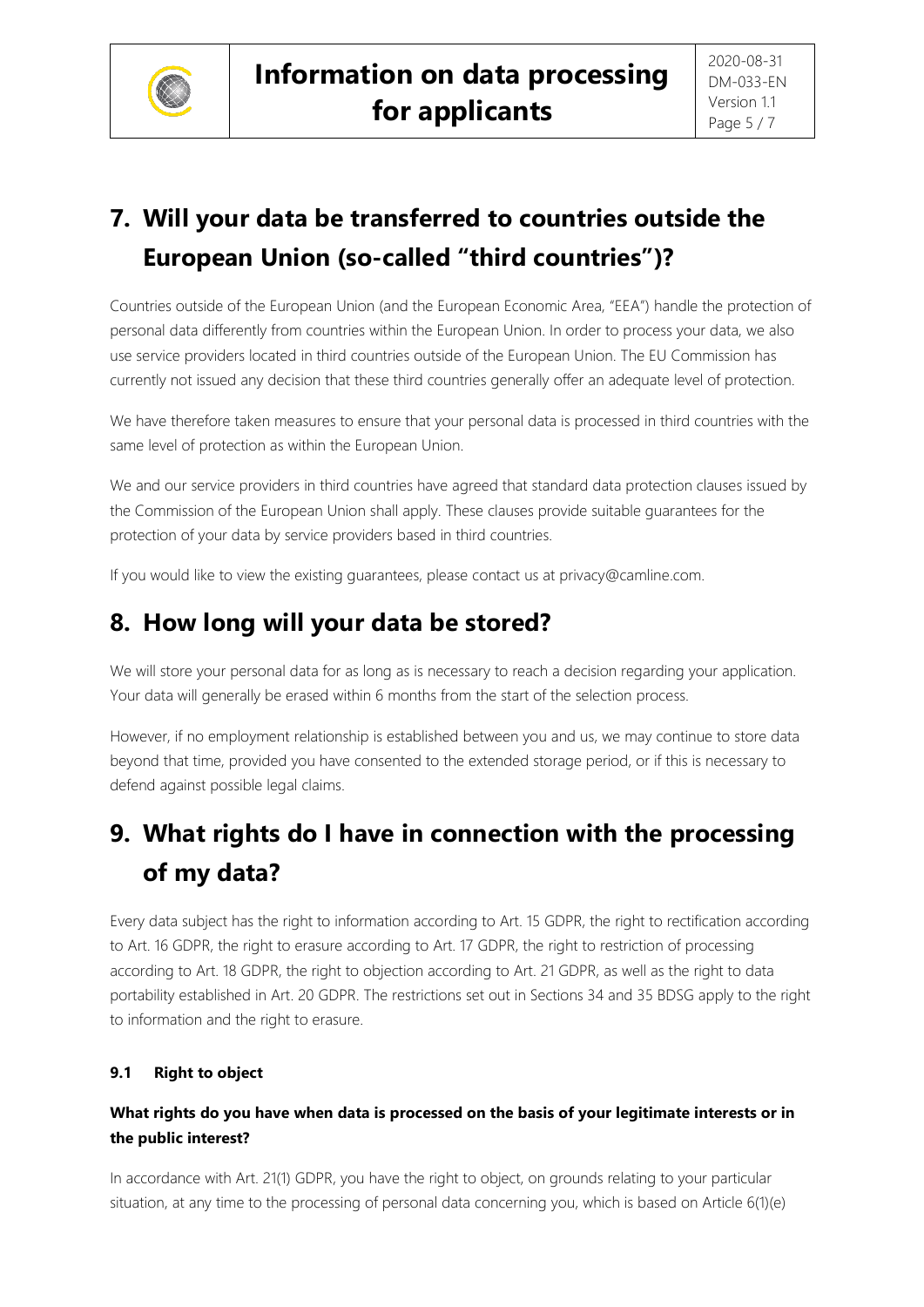## 7. Will your data be transferred to countries outside the European Union (so-called "third countries")?

Countries outside of the European Union (and the European Economic Area, "EEA") handle the protection of personal data differently from countries within the European Union. In order to process your data, we also use service providers located in third countries outside of the European Union. The EU Commission has currently not issued any decision that these third countries generally offer an adequate level of protection.

We have therefore taken measures to ensure that your personal data is processed in third countries with the same level of protection as within the European Union.

We and our service providers in third countries have agreed that standard data protection clauses issued by the Commission of the European Union shall apply. These clauses provide suitable guarantees for the protection of your data by service providers based in third countries.

If you would like to view the existing guarantees, please contact us at privacy@camline.com.

## 8. How long will your data be stored?

We will store your personal data for as long as is necessary to reach a decision regarding your application. Your data will generally be erased within 6 months from the start of the selection process.

However, if no employment relationship is established between you and us, we may continue to store data beyond that time, provided you have consented to the extended storage period, or if this is necessary to defend against possible legal claims.

## 9. What rights do I have in connection with the processing of my data?

Every data subject has the right to information according to Art. 15 GDPR, the right to rectification according to Art. 16 GDPR, the right to erasure according to Art. 17 GDPR, the right to restriction of processing according to Art. 18 GDPR, the right to objection according to Art. 21 GDPR, as well as the right to data portability established in Art. 20 GDPR. The restrictions set out in Sections 34 and 35 BDSG apply to the right to information and the right to erasure.

### 9.1 Right to object

**What rights do you have when data is processed on the basis of your legitimate interests or in the public interest?**

In accordance with Art. 21(1) GDPR, you have the right to object, on grounds relating to your particular situation, at any time to the processing of personal data concerning you, which is based on Article 6(1)(e)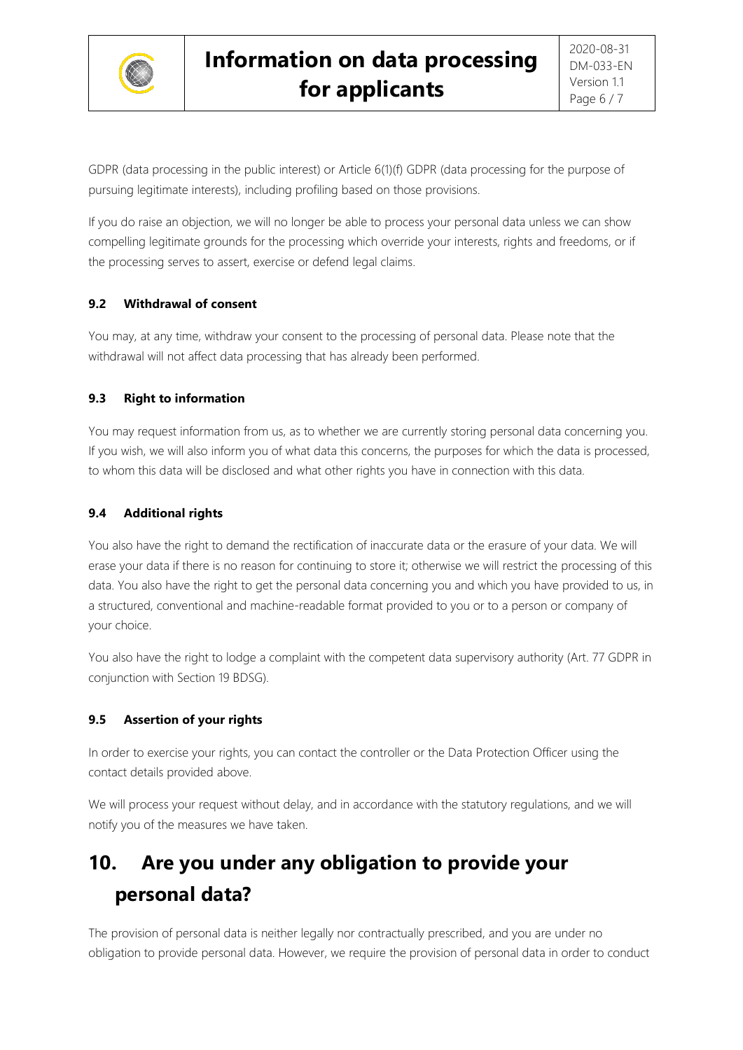GDPR (data processing in the public interest) or Article 6(1)(f) GDPR (data processing for the purpose of pursuing legitimate interests), including profiling based on those provisions.

If you do raise an objection, we will no longer be able to process your personal data unless we can show compelling legitimate grounds for the processing which override your interests, rights and freedoms, or if the processing serves to assert, exercise or defend legal claims.

### 9.2 Withdrawal of consent

You may, at any time, withdraw your consent to the processing of personal data. Please note that the withdrawal will not affect data processing that has already been performed.

### 9.3 Right to information

You may request information from us, as to whether we are currently storing personal data concerning you. If you wish, we will also inform you of what data this concerns, the purposes for which the data is processed, to whom this data will be disclosed and what other rights you have in connection with this data.

### 9.4 Additional rights

You also have the right to demand the rectification of inaccurate data or the erasure of your data. We will erase your data if there is no reason for continuing to store it; otherwise we will restrict the processing of this data. You also have the right to get the personal data concerning you and which you have provided to us, in a structured, conventional and machine-readable format provided to you or to a person or company of your choice.

You also have the right to lodge a complaint with the competent data supervisory authority (Art. 77 GDPR in conjunction with Section 19 BDSG).

### 9.5 Assertion of your rights

In order to exercise your rights, you can contact the controller or the Data Protection Officer using the contact details provided above.

We will process your request without delay, and in accordance with the statutory regulations, and we will notify you of the measures we have taken.

## 10. Are you under any obligation to provide your personal data?

The provision of personal data is neither legally nor contractually prescribed, and you are under no obligation to provide personal data. However, we require the provision of personal data in order to conduct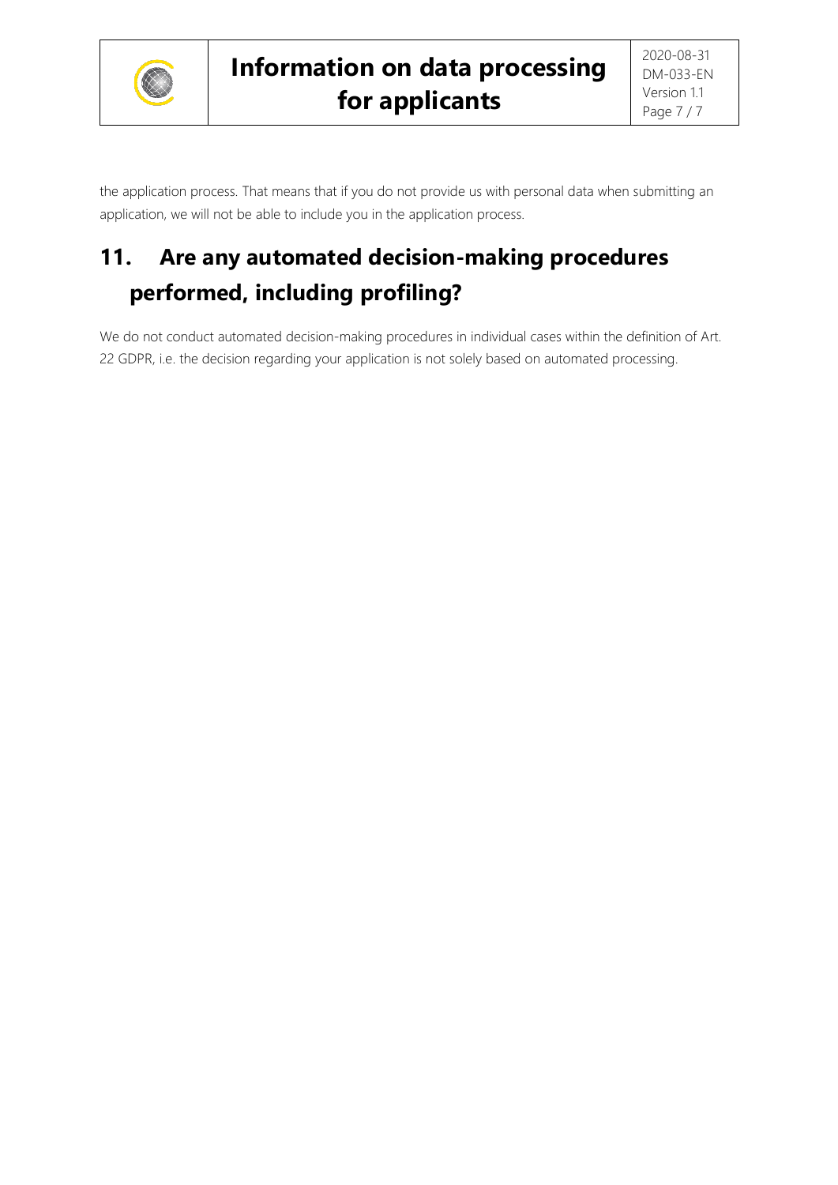the application process. That means that if you do not provide us with personal data when submitting an application, we will not be able to include you in the application process.

## 11. Are any automated decision-making procedures performed, including profiling?

We do not conduct automated decision-making procedures in individual cases within the definition of Art. 22 GDPR, i.e. the decision regarding your application is not solely based on automated processing.